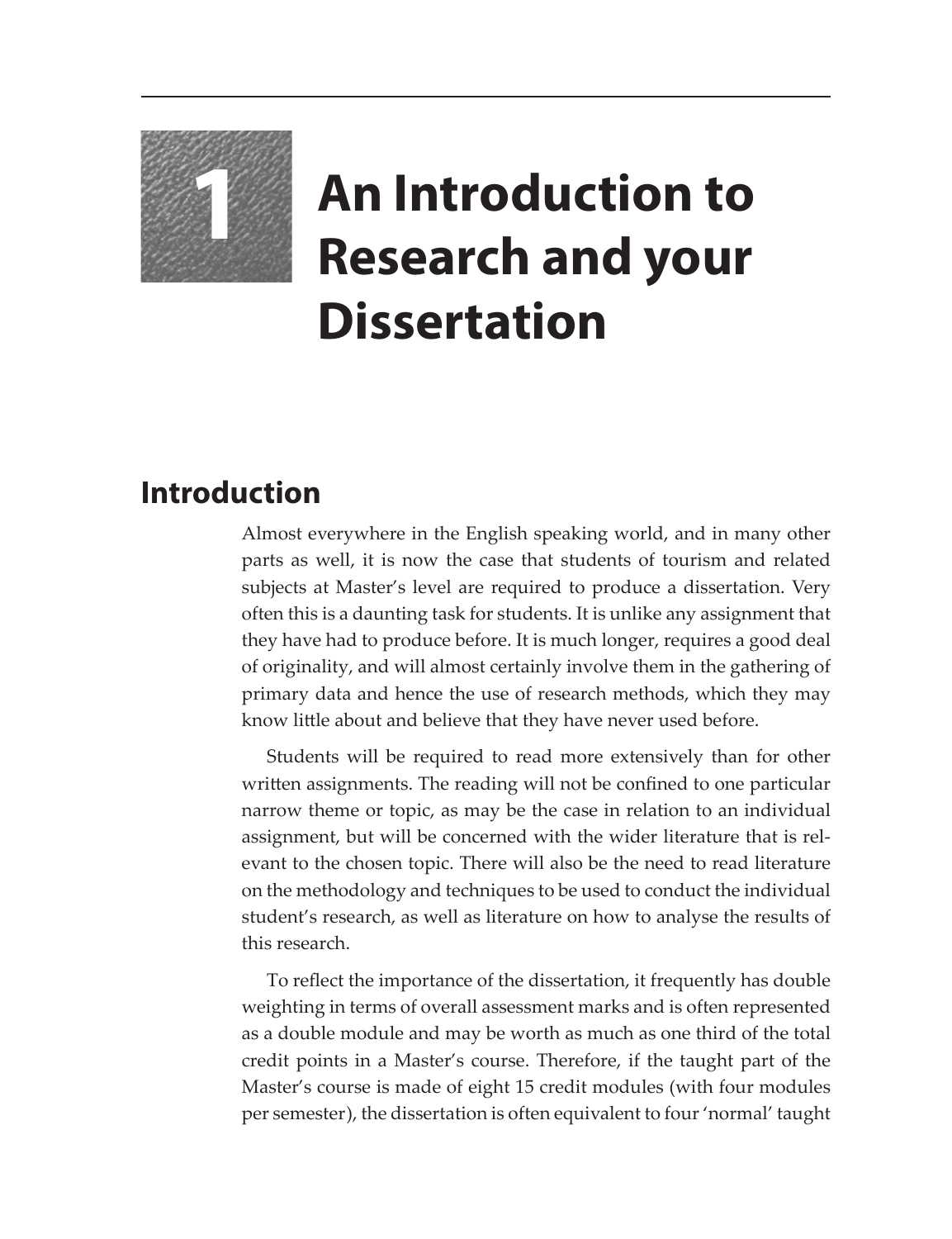# 1 An Introduction to Research and your Dissertation

## Introduction

Almost everywhere in the English speaking world, and in many other parts as well, it is now the case that students of tourism and related subjects at Master's level are required to produce a dissertation. Very often this is a daunting task for students. It is unlike any assignment that they have had to produce before. It is much longer, requires a good deal of originality, and will almost certainly involve them in the gathering of primary data and hence the use of research methods, which they may know little about and believe that they have never used before.

Students will be required to read more extensively than for other written assignments. The reading will not be confined to one particular narrow theme or topic, as may be the case in relation to an individual assignment, but will be concerned with the wider literature that is relevant to the chosen topic. There will also be the need to read literature on the methodology and techniques to be used to conduct the individual student's research, as well as literature on how to analyse the results of this research.

To reflect the importance of the dissertation, it frequently has double weighting in terms of overall assessment marks and is often represented as a double module and may be worth as much as one third of the total credit points in a Master's course. Therefore, if the taught part of the Master's course is made of eight 15 credit modules (with four modules per semester), the dissertation is often equivalent to four 'normal' taught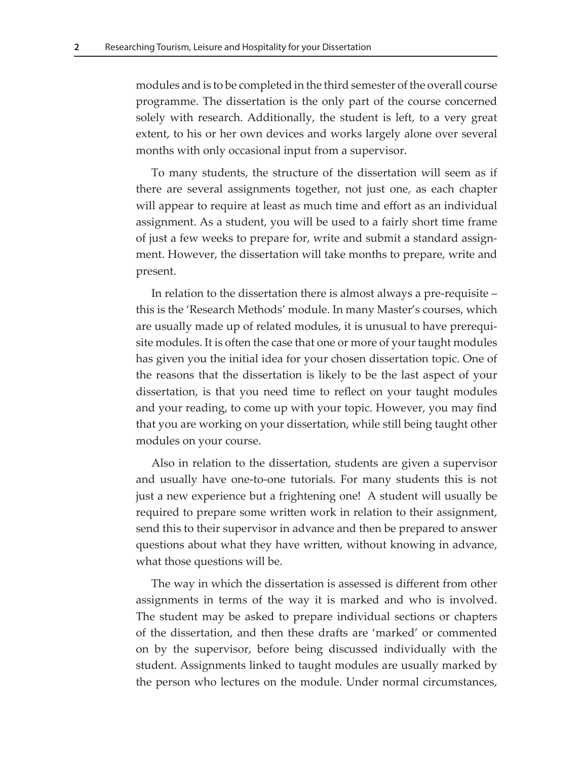modules and is to be completed in the third semester of the overall course programme. The dissertation is the only part of the course concerned solely with research. Additionally, the student is left, to a very great extent, to his or her own devices and works largely alone over several months with only occasional input from a supervisor.

To many students, the structure of the dissertation will seem as if there are several assignments together, not just one, as each chapter will appear to require at least as much time and effort as an individual assignment. As a student, you will be used to a fairly short time frame of just a few weeks to prepare for, write and submit a standard assignment. However, the dissertation will take months to prepare, write and present.

In relation to the dissertation there is almost always a pre-requisite – this is the 'Research Methods' module. In many Master's courses, which are usually made up of related modules, it is unusual to have prerequisite modules. It is often the case that one or more of your taught modules has given you the initial idea for your chosen dissertation topic. One of the reasons that the dissertation is likely to be the last aspect of your dissertation, is that you need time to reflect on your taught modules and your reading, to come up with your topic. However, you may find that you are working on your dissertation, while still being taught other modules on your course.

Also in relation to the dissertation, students are given a supervisor and usually have one-to-one tutorials. For many students this is not just a new experience but a frightening one! A student will usually be required to prepare some written work in relation to their assignment, send this to their supervisor in advance and then be prepared to answer questions about what they have written, without knowing in advance, what those questions will be.

The way in which the dissertation is assessed is different from other assignments in terms of the way it is marked and who is involved. The student may be asked to prepare individual sections or chapters of the dissertation, and then these drafts are 'marked' or commented on by the supervisor, before being discussed individually with the student. Assignments linked to taught modules are usually marked by the person who lectures on the module. Under normal circumstances,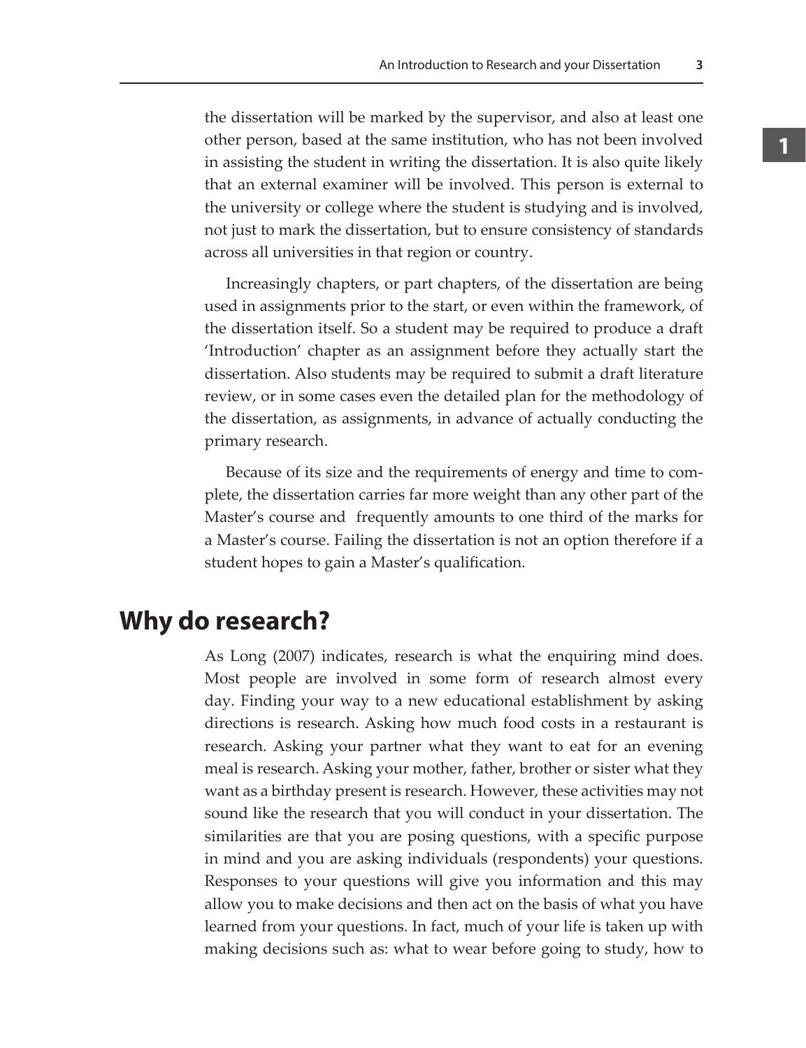the dissertation will be marked by the supervisor, and also at least one other person, based at the same institution, who has not been involved in assisting the student in writing the dissertation. It is also quite likely that an external examiner will be involved. This person is external to the university or college where the student is studying and is involved, not just to mark the dissertation, but to ensure consistency of standards across all universities in that region or country.

Increasingly chapters, or part chapters, of the dissertation are being used in assignments prior to the start, or even within the framework, of the dissertation itself. So a student may be required to produce a draft 'Introduction' chapter as an assignment before they actually start the dissertation. Also students may be required to submit a draft literature review, or in some cases even the detailed plan for the methodology of the dissertation, as assignments, in advance of actually conducting the primary research.

Because of its size and the requirements of energy and time to complete, the dissertation carries far more weight than any other part of the Master's course and frequently amounts to one third of the marks for a Master's course. Failing the dissertation is not an option therefore if a student hopes to gain a Master's qualification.

## Why do research?

As Long (2007) indicates, research is what the enquiring mind does. Most people are involved in some form of research almost every day. Finding your way to a new educational establishment by asking directions is research. Asking how much food costs in a restaurant is research. Asking your partner what they want to eat for an evening meal is research. Asking your mother, father, brother or sister what they want as a birthday present is research. However, these activities may not sound like the research that you will conduct in your dissertation. The similarities are that you are posing questions, with a specific purpose in mind and you are asking individuals (respondents) your questions. Responses to your questions will give you information and this may allow you to make decisions and then act on the basis of what you have learned from your questions. In fact, much of your life is taken up with making decisions such as: what to wear before going to study, how to